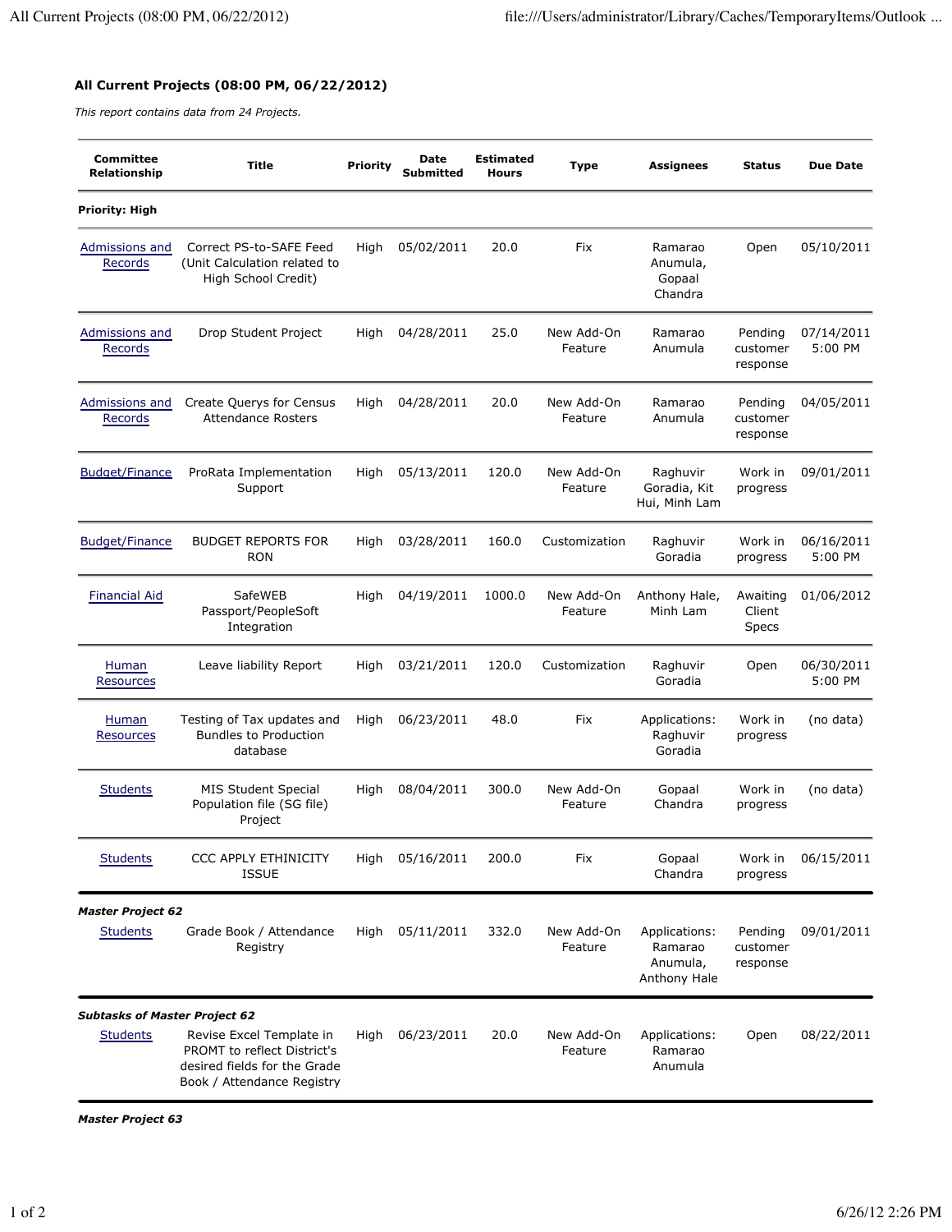## All Current Projects (08:00 PM, 06/22/2012)

*This report contains data from 24 Projects.*

| Committee Relationship | Title | Priority | Date Submitted | Estimated Hours | Type | Assignees | Status | Due Date |
|---|---|---|---|---|---|---|---|---|
| **Priority: High** | | | | | | | | |
| Admissions and Records | Correct PS-to-SAFE Feed (Unit Calculation related to High School Credit) | High | 05/02/2011 | 20.0 | Fix | Ramarao Anumula, Gopaal Chandra | Open | 05/10/2011 |
| Admissions and Records | Drop Student Project | High | 04/28/2011 | 25.0 | New Add-On Feature | Ramarao Anumula | Pending customer response | 07/14/2011 5:00 PM |
| Admissions and Records | Create Querys for Census Attendance Rosters | High | 04/28/2011 | 20.0 | New Add-On Feature | Ramarao Anumula | Pending customer response | 04/05/2011 |
| Budget/Finance | ProRata Implementation Support | High | 05/13/2011 | 120.0 | New Add-On Feature | Raghuvir Goradia, Kit Hui, Minh Lam | Work in progress | 09/01/2011 |
| Budget/Finance | BUDGET REPORTS FOR RON | High | 03/28/2011 | 160.0 | Customization | Raghuvir Goradia | Work in progress | 06/16/2011 5:00 PM |
| Financial Aid | SafeWEB Passport/PeopleSoft Integration | High | 04/19/2011 | 1000.0 | New Add-On Feature | Anthony Hale, Minh Lam | Awaiting Client Specs | 01/06/2012 |
| Human Resources | Leave liability Report | High | 03/21/2011 | 120.0 | Customization | Raghuvir Goradia | Open | 06/30/2011 5:00 PM |
| Human Resources | Testing of Tax updates and Bundles to Production database | High | 06/23/2011 | 48.0 | Fix | Applications: Raghuvir Goradia | Work in progress | (no data) |
| Students | MIS Student Special Population file (SG file) Project | High | 08/04/2011 | 300.0 | New Add-On Feature | Gopaal Chandra | Work in progress | (no data) |
| Students | CCC APPLY ETHINICITY ISSUE | High | 05/16/2011 | 200.0 | Fix | Gopaal Chandra | Work in progress | 06/15/2011 |
| ***Master Project 62*** | | | | | | | | |
| Students | Grade Book / Attendance Registry | High | 05/11/2011 | 332.0 | New Add-On Feature | Applications: Ramarao Anumula, Anthony Hale | Pending customer response | 09/01/2011 |
| ***Subtasks of Master Project 62*** | | | | | | | | |
| Students | Revise Excel Template in PROMT to reflect District's desired fields for the Grade Book / Attendance Registry | High | 06/23/2011 | 20.0 | New Add-On Feature | Applications: Ramarao Anumula | Open | 08/22/2011 |

***Master Project 63***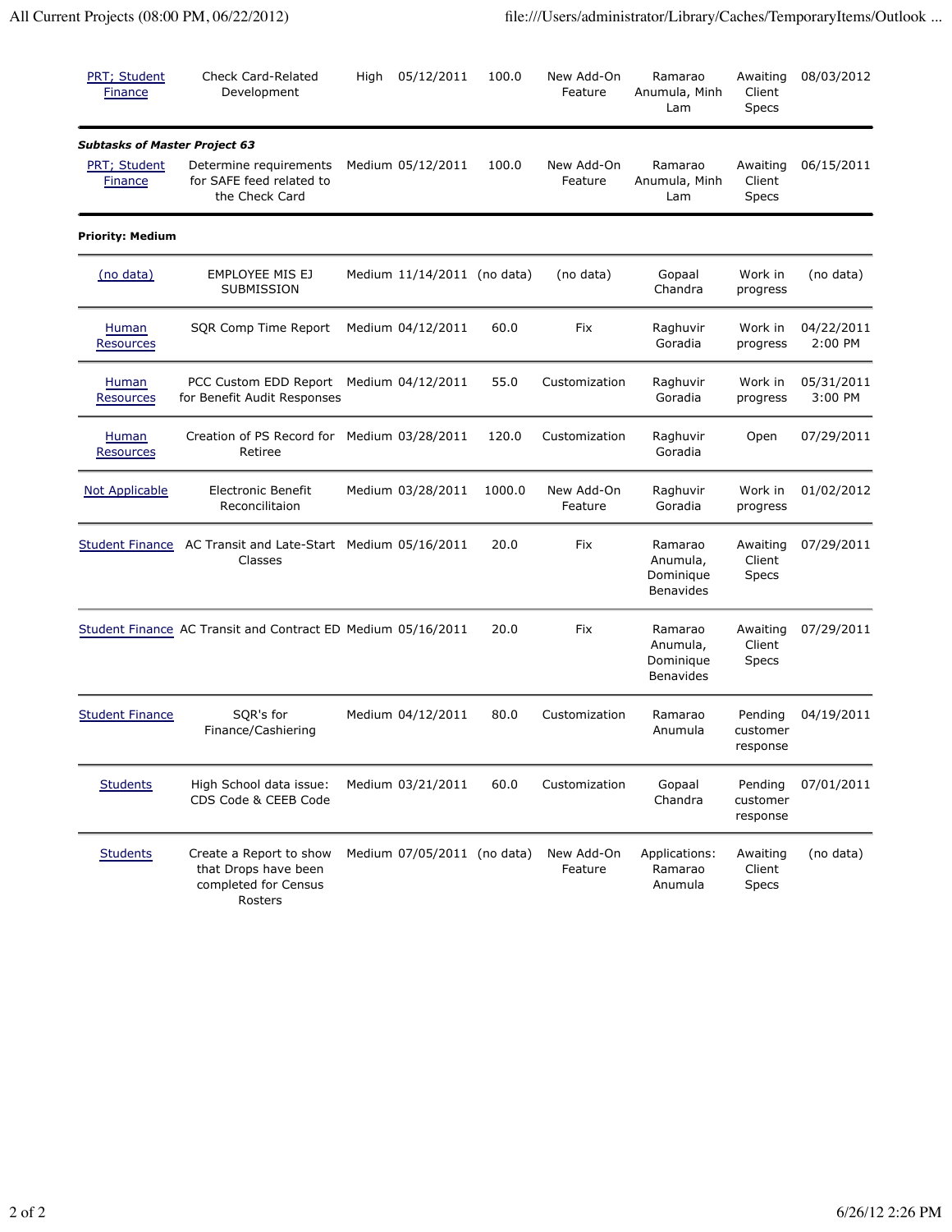| | | | | | | | | |
|---|---|---|---|---|---|---|---|---|
| PRT; Student Finance | Check Card-Related Development | High | 05/12/2011 | 100.0 | New Add-On Feature | Ramarao Anumula, Minh Lam | Awaiting Client Specs | 08/03/2012 |

***Subtasks of Master Project 63***

| | | | | | | | | |
|---|---|---|---|---|---|---|---|---|
| PRT; Student Finance | Determine requirements for SAFE feed related to the Check Card | Medium | 05/12/2011 | 100.0 | New Add-On Feature | Ramarao Anumula, Minh Lam | Awaiting Client Specs | 06/15/2011 |

**Priority: Medium**

| | | | | | | | | |
|---|---|---|---|---|---|---|---|---|
| (no data) | EMPLOYEE MIS EJ SUBMISSION | Medium | 11/14/2011 | (no data) | (no data) | Gopaal Chandra | Work in progress | (no data) |
| Human Resources | SQR Comp Time Report | Medium | 04/12/2011 | 60.0 | Fix | Raghuvir Goradia | Work in progress | 04/22/2011 2:00 PM |
| Human Resources | PCC Custom EDD Report for Benefit Audit Responses | Medium | 04/12/2011 | 55.0 | Customization | Raghuvir Goradia | Work in progress | 05/31/2011 3:00 PM |
| Human Resources | Creation of PS Record for Retiree | Medium | 03/28/2011 | 120.0 | Customization | Raghuvir Goradia | Open | 07/29/2011 |
| Not Applicable | Electronic Benefit Reconcilitaion | Medium | 03/28/2011 | 1000.0 | New Add-On Feature | Raghuvir Goradia | Work in progress | 01/02/2012 |
| Student Finance | AC Transit and Late-Start Classes | Medium | 05/16/2011 | 20.0 | Fix | Ramarao Anumula, Dominique Benavides | Awaiting Client Specs | 07/29/2011 |
| Student Finance | AC Transit and Contract ED | Medium | 05/16/2011 | 20.0 | Fix | Ramarao Anumula, Dominique Benavides | Awaiting Client Specs | 07/29/2011 |
| Student Finance | SQR's for Finance/Cashiering | Medium | 04/12/2011 | 80.0 | Customization | Ramarao Anumula | Pending customer response | 04/19/2011 |
| Students | High School data issue: CDS Code & CEEB Code | Medium | 03/21/2011 | 60.0 | Customization | Gopaal Chandra | Pending customer response | 07/01/2011 |
| Students | Create a Report to show that Drops have been completed for Census Rosters | Medium | 07/05/2011 | (no data) | New Add-On Feature | Applications: Ramarao Anumula | Awaiting Client Specs | (no data) |